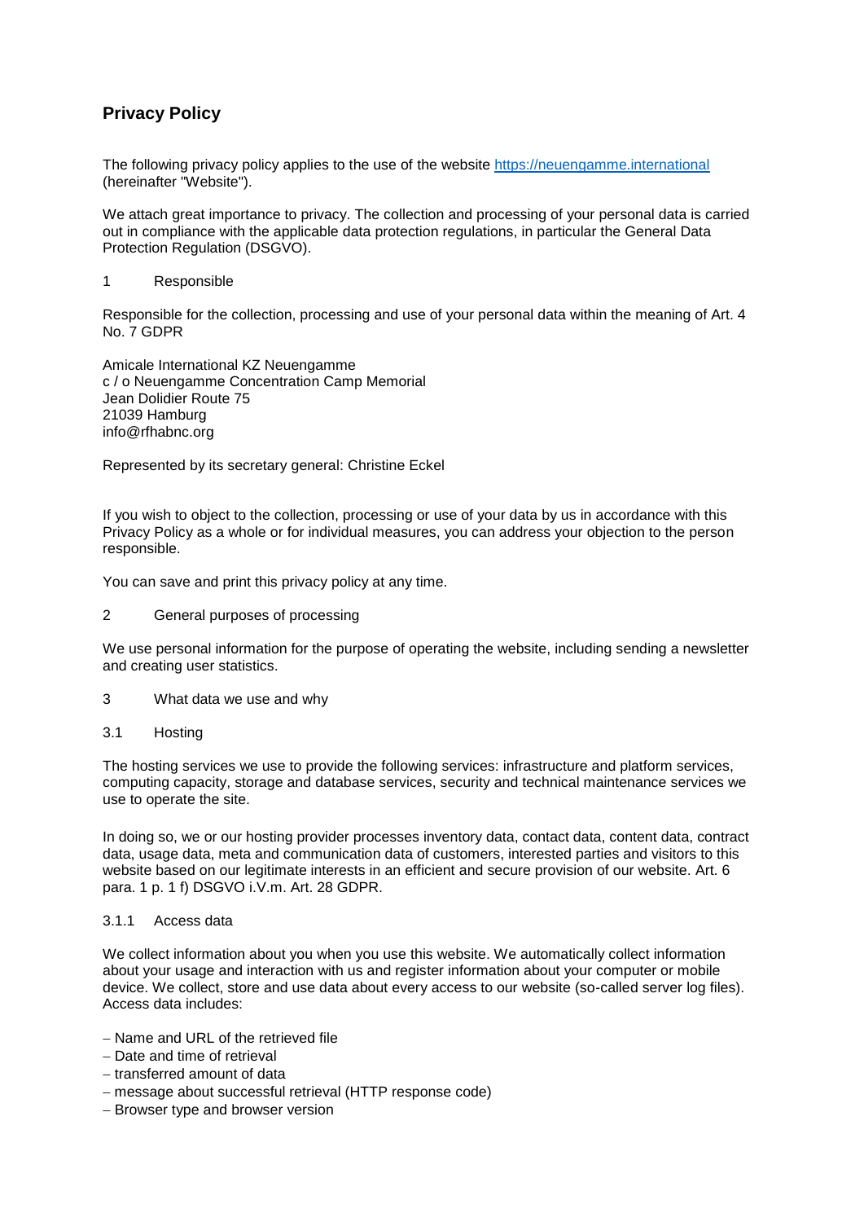# Privacy Policy

The following privacy policy applies to the use of the website [https://neuengamme.international](https://neuengamme.international) (hereinafter "Website").

We attach great importance to privacy. The collection and processing of your personal data is carried out in compliance with the applicable data protection regulations, in particular the General Data Protection Regulation (DSGVO).

## 1 Responsible

Responsible for the collection, processing and use of your personal data within the meaning of Art. 4 No. 7 GDPR

Amicale International KZ Neuengamme
c / o Neuengamme Concentration Camp Memorial
Jean Dolidier Route 75
21039 Hamburg
info@rfhabnc.org

Represented by its secretary general: Christine Eckel

If you wish to object to the collection, processing or use of your data by us in accordance with this Privacy Policy as a whole or for individual measures, you can address your objection to the person responsible.

You can save and print this privacy policy at any time.

## 2 General purposes of processing

We use personal information for the purpose of operating the website, including sending a newsletter and creating user statistics.

## 3 What data we use and why

### 3.1 Hosting

The hosting services we use to provide the following services: infrastructure and platform services, computing capacity, storage and database services, security and technical maintenance services we use to operate the site.

In doing so, we or our hosting provider processes inventory data, contact data, content data, contract data, usage data, meta and communication data of customers, interested parties and visitors to this website based on our legitimate interests in an efficient and secure provision of our website. Art. 6 para. 1 p. 1 f) DSGVO i.V.m. Art. 28 GDPR.

#### 3.1.1 Access data

We collect information about you when you use this website. We automatically collect information about your usage and interaction with us and register information about your computer or mobile device. We collect, store and use data about every access to our website (so-called server log files). Access data includes:

- Name and URL of the retrieved file
- Date and time of retrieval
- transferred amount of data
- message about successful retrieval (HTTP response code)
- Browser type and browser version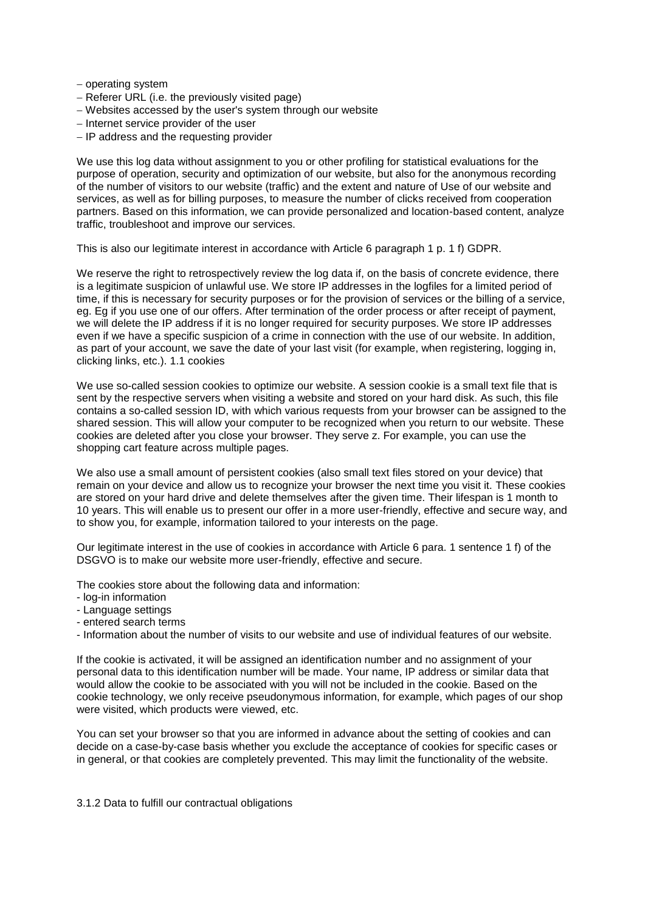– operating system
– Referer URL (i.e. the previously visited page)
– Websites accessed by the user's system through our website
– Internet service provider of the user
– IP address and the requesting provider

We use this log data without assignment to you or other profiling for statistical evaluations for the purpose of operation, security and optimization of our website, but also for the anonymous recording of the number of visitors to our website (traffic) and the extent and nature of Use of our website and services, as well as for billing purposes, to measure the number of clicks received from cooperation partners. Based on this information, we can provide personalized and location-based content, analyze traffic, troubleshoot and improve our services.

This is also our legitimate interest in accordance with Article 6 paragraph 1 p. 1 f) GDPR.

We reserve the right to retrospectively review the log data if, on the basis of concrete evidence, there is a legitimate suspicion of unlawful use. We store IP addresses in the logfiles for a limited period of time, if this is necessary for security purposes or for the provision of services or the billing of a service, eg. Eg if you use one of our offers. After termination of the order process or after receipt of payment, we will delete the IP address if it is no longer required for security purposes. We store IP addresses even if we have a specific suspicion of a crime in connection with the use of our website. In addition, as part of your account, we save the date of your last visit (for example, when registering, logging in, clicking links, etc.). 1.1 cookies

We use so-called session cookies to optimize our website. A session cookie is a small text file that is sent by the respective servers when visiting a website and stored on your hard disk. As such, this file contains a so-called session ID, with which various requests from your browser can be assigned to the shared session. This will allow your computer to be recognized when you return to our website. These cookies are deleted after you close your browser. They serve z. For example, you can use the shopping cart feature across multiple pages.

We also use a small amount of persistent cookies (also small text files stored on your device) that remain on your device and allow us to recognize your browser the next time you visit it. These cookies are stored on your hard drive and delete themselves after the given time. Their lifespan is 1 month to 10 years. This will enable us to present our offer in a more user-friendly, effective and secure way, and to show you, for example, information tailored to your interests on the page.

Our legitimate interest in the use of cookies in accordance with Article 6 para. 1 sentence 1 f) of the DSGVO is to make our website more user-friendly, effective and secure.

The cookies store about the following data and information:
- log-in information
- Language settings
- entered search terms
- Information about the number of visits to our website and use of individual features of our website.

If the cookie is activated, it will be assigned an identification number and no assignment of your personal data to this identification number will be made. Your name, IP address or similar data that would allow the cookie to be associated with you will not be included in the cookie. Based on the cookie technology, we only receive pseudonymous information, for example, which pages of our shop were visited, which products were viewed, etc.

You can set your browser so that you are informed in advance about the setting of cookies and can decide on a case-by-case basis whether you exclude the acceptance of cookies for specific cases or in general, or that cookies are completely prevented. This may limit the functionality of the website.

3.1.2 Data to fulfill our contractual obligations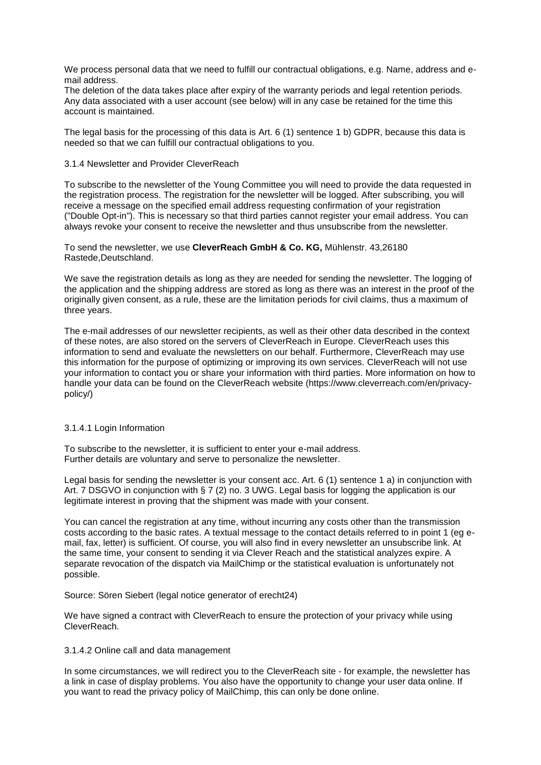We process personal data that we need to fulfill our contractual obligations, e.g. Name, address and e-mail address.
The deletion of the data takes place after expiry of the warranty periods and legal retention periods. Any data associated with a user account (see below) will in any case be retained for the time this account is maintained.

The legal basis for the processing of this data is Art. 6 (1) sentence 1 b) GDPR, because this data is needed so that we can fulfill our contractual obligations to you.

#### 3.1.4 Newsletter and Provider CleverReach

To subscribe to the newsletter of the Young Committee you will need to provide the data requested in the registration process. The registration for the newsletter will be logged. After subscribing, you will receive a message on the specified email address requesting confirmation of your registration ("Double Opt-in"). This is necessary so that third parties cannot register your email address. You can always revoke your consent to receive the newsletter and thus unsubscribe from the newsletter.

To send the newsletter, we use **CleverReach GmbH & Co. KG,** Mühlenstr. 43,26180 Rastede,Deutschland.

We save the registration details as long as they are needed for sending the newsletter. The logging of the application and the shipping address are stored as long as there was an interest in the proof of the originally given consent, as a rule, these are the limitation periods for civil claims, thus a maximum of three years.

The e-mail addresses of our newsletter recipients, as well as their other data described in the context of these notes, are also stored on the servers of CleverReach in Europe. CleverReach uses this information to send and evaluate the newsletters on our behalf. Furthermore, CleverReach may use this information for the purpose of optimizing or improving its own services. CleverReach will not use your information to contact you or share your information with third parties. More information on how to handle your data can be found on the CleverReach website (https://www.cleverreach.com/en/privacy-policy/)

##### 3.1.4.1 Login Information

To subscribe to the newsletter, it is sufficient to enter your e-mail address.
Further details are voluntary and serve to personalize the newsletter.

Legal basis for sending the newsletter is your consent acc. Art. 6 (1) sentence 1 a) in conjunction with Art. 7 DSGVO in conjunction with § 7 (2) no. 3 UWG. Legal basis for logging the application is our legitimate interest in proving that the shipment was made with your consent.

You can cancel the registration at any time, without incurring any costs other than the transmission costs according to the basic rates. A textual message to the contact details referred to in point 1 (eg e-mail, fax, letter) is sufficient. Of course, you will also find in every newsletter an unsubscribe link. At the same time, your consent to sending it via Clever Reach and the statistical analyzes expire. A separate revocation of the dispatch via MailChimp or the statistical evaluation is unfortunately not possible.

Source: Sören Siebert (legal notice generator of erecht24)

We have signed a contract with CleverReach to ensure the protection of your privacy while using CleverReach.

##### 3.1.4.2 Online call and data management

In some circumstances, we will redirect you to the CleverReach site - for example, the newsletter has a link in case of display problems. You also have the opportunity to change your user data online. If you want to read the privacy policy of MailChimp, this can only be done online.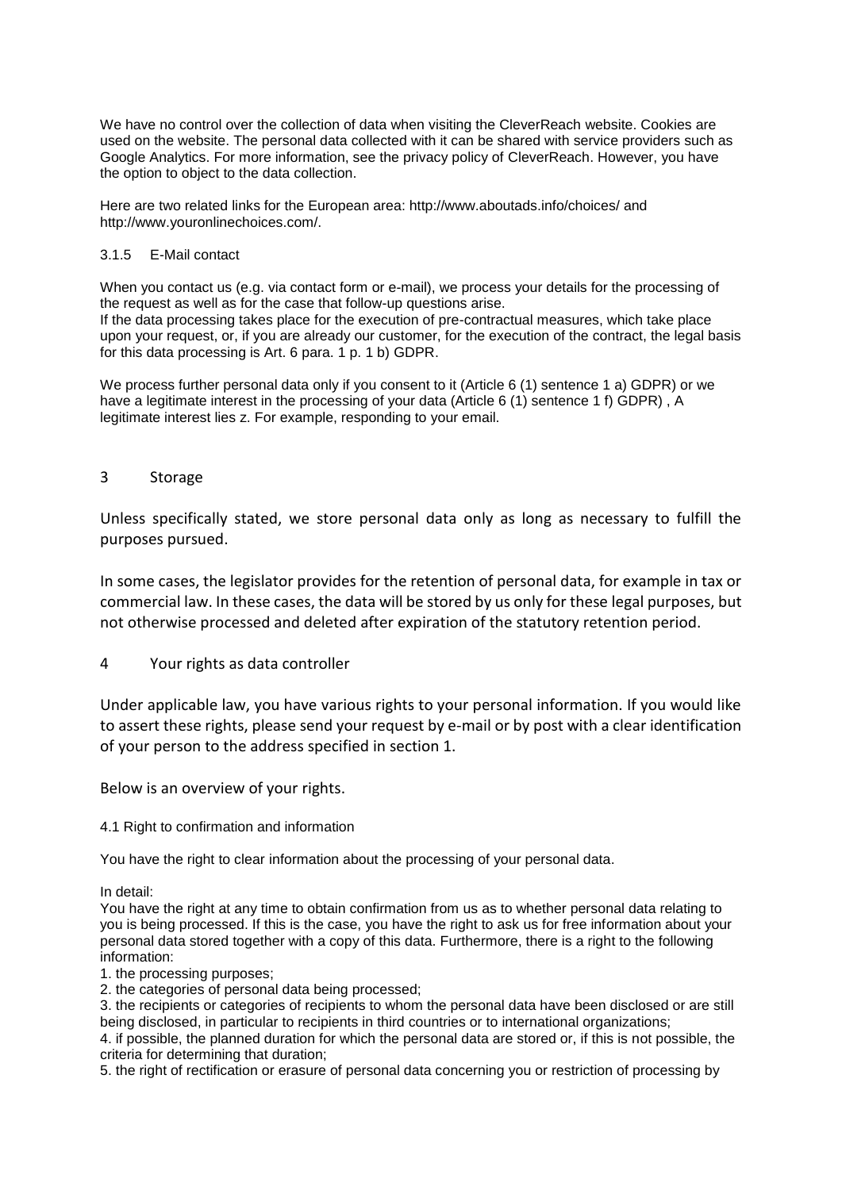We have no control over the collection of data when visiting the CleverReach website. Cookies are used on the website. The personal data collected with it can be shared with service providers such as Google Analytics. For more information, see the privacy policy of CleverReach. However, you have the option to object to the data collection.

Here are two related links for the European area: http://www.aboutads.info/choices/ and http://www.youronlinechoices.com/.

#### 3.1.5 E-Mail contact

When you contact us (e.g. via contact form or e-mail), we process your details for the processing of the request as well as for the case that follow-up questions arise.
If the data processing takes place for the execution of pre-contractual measures, which take place upon your request, or, if you are already our customer, for the execution of the contract, the legal basis for this data processing is Art. 6 para. 1 p. 1 b) GDPR.

We process further personal data only if you consent to it (Article 6 (1) sentence 1 a) GDPR) or we have a legitimate interest in the processing of your data (Article 6 (1) sentence 1 f) GDPR) , A legitimate interest lies z. For example, responding to your email.

## 3 Storage

Unless specifically stated, we store personal data only as long as necessary to fulfill the purposes pursued.

In some cases, the legislator provides for the retention of personal data, for example in tax or commercial law. In these cases, the data will be stored by us only for these legal purposes, but not otherwise processed and deleted after expiration of the statutory retention period.

## 4 Your rights as data controller

Under applicable law, you have various rights to your personal information. If you would like to assert these rights, please send your request by e-mail or by post with a clear identification of your person to the address specified in section 1.

Below is an overview of your rights.

### 4.1 Right to confirmation and information

You have the right to clear information about the processing of your personal data.

In detail:
You have the right at any time to obtain confirmation from us as to whether personal data relating to you is being processed. If this is the case, you have the right to ask us for free information about your personal data stored together with a copy of this data. Furthermore, there is a right to the following information:

1. the processing purposes;
2. the categories of personal data being processed;
3. the recipients or categories of recipients to whom the personal data have been disclosed or are still being disclosed, in particular to recipients in third countries or to international organizations;
4. if possible, the planned duration for which the personal data are stored or, if this is not possible, the criteria for determining that duration;
5. the right of rectification or erasure of personal data concerning you or restriction of processing by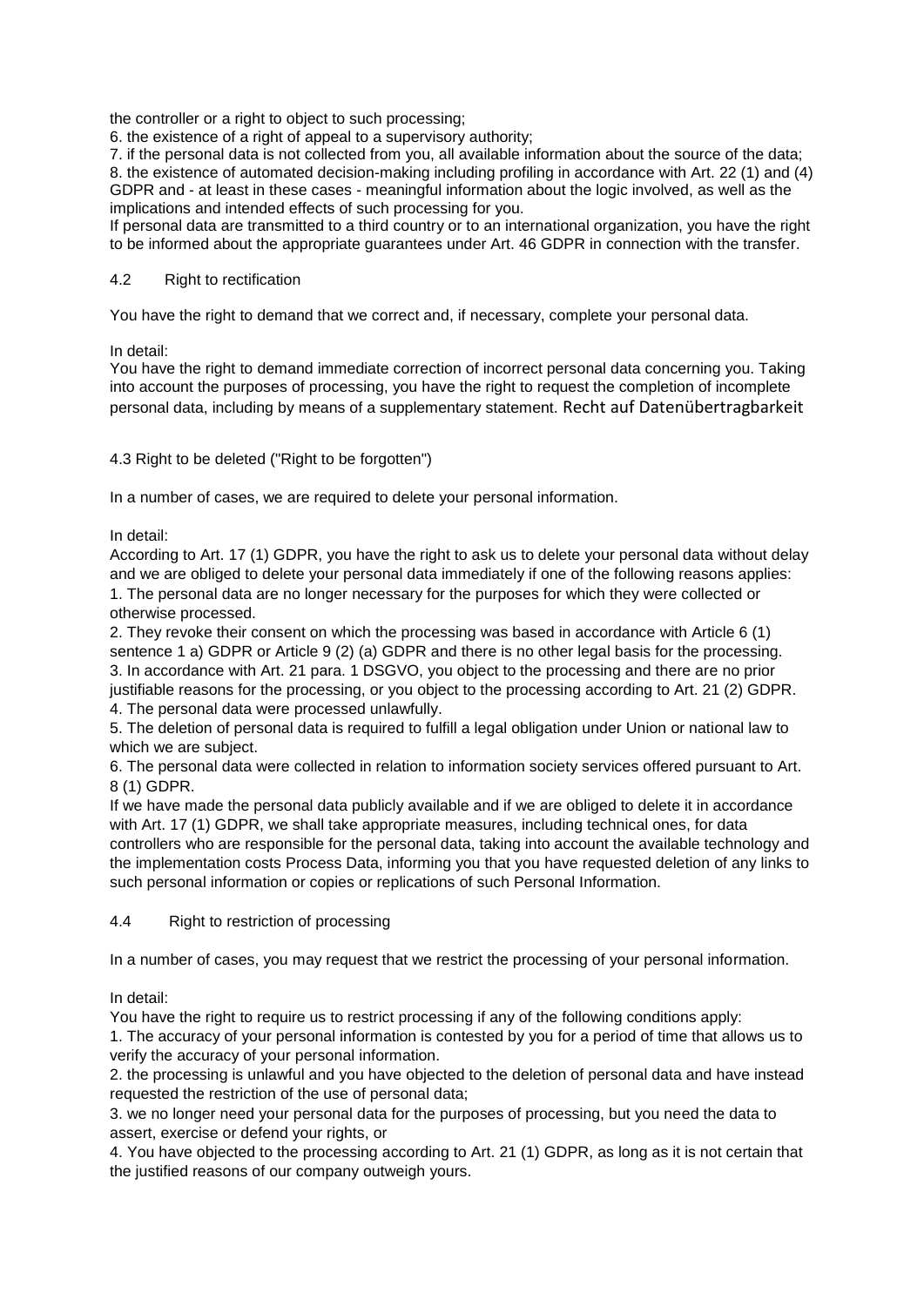the controller or a right to object to such processing;
6. the existence of a right of appeal to a supervisory authority;
7. if the personal data is not collected from you, all available information about the source of the data;
8. the existence of automated decision-making including profiling in accordance with Art. 22 (1) and (4) GDPR and - at least in these cases - meaningful information about the logic involved, as well as the implications and intended effects of such processing for you.
If personal data are transmitted to a third country or to an international organization, you have the right to be informed about the appropriate guarantees under Art. 46 GDPR in connection with the transfer.

### 4.2 Right to rectification

You have the right to demand that we correct and, if necessary, complete your personal data.

In detail:
You have the right to demand immediate correction of incorrect personal data concerning you. Taking into account the purposes of processing, you have the right to request the completion of incomplete personal data, including by means of a supplementary statement. Recht auf Datenübertragbarkeit

### 4.3 Right to be deleted ("Right to be forgotten")

In a number of cases, we are required to delete your personal information.

In detail:
According to Art. 17 (1) GDPR, you have the right to ask us to delete your personal data without delay and we are obliged to delete your personal data immediately if one of the following reasons applies:
1. The personal data are no longer necessary for the purposes for which they were collected or otherwise processed.
2. They revoke their consent on which the processing was based in accordance with Article 6 (1) sentence 1 a) GDPR or Article 9 (2) (a) GDPR and there is no other legal basis for the processing.
3. In accordance with Art. 21 para. 1 DSGVO, you object to the processing and there are no prior justifiable reasons for the processing, or you object to the processing according to Art. 21 (2) GDPR.
4. The personal data were processed unlawfully.
5. The deletion of personal data is required to fulfill a legal obligation under Union or national law to which we are subject.
6. The personal data were collected in relation to information society services offered pursuant to Art. 8 (1) GDPR.
If we have made the personal data publicly available and if we are obliged to delete it in accordance with Art. 17 (1) GDPR, we shall take appropriate measures, including technical ones, for data controllers who are responsible for the personal data, taking into account the available technology and the implementation costs Process Data, informing you that you have requested deletion of any links to such personal information or copies or replications of such Personal Information.

### 4.4 Right to restriction of processing

In a number of cases, you may request that we restrict the processing of your personal information.

In detail:
You have the right to require us to restrict processing if any of the following conditions apply:
1. The accuracy of your personal information is contested by you for a period of time that allows us to verify the accuracy of your personal information.
2. the processing is unlawful and you have objected to the deletion of personal data and have instead requested the restriction of the use of personal data;
3. we no longer need your personal data for the purposes of processing, but you need the data to assert, exercise or defend your rights, or
4. You have objected to the processing according to Art. 21 (1) GDPR, as long as it is not certain that the justified reasons of our company outweigh yours.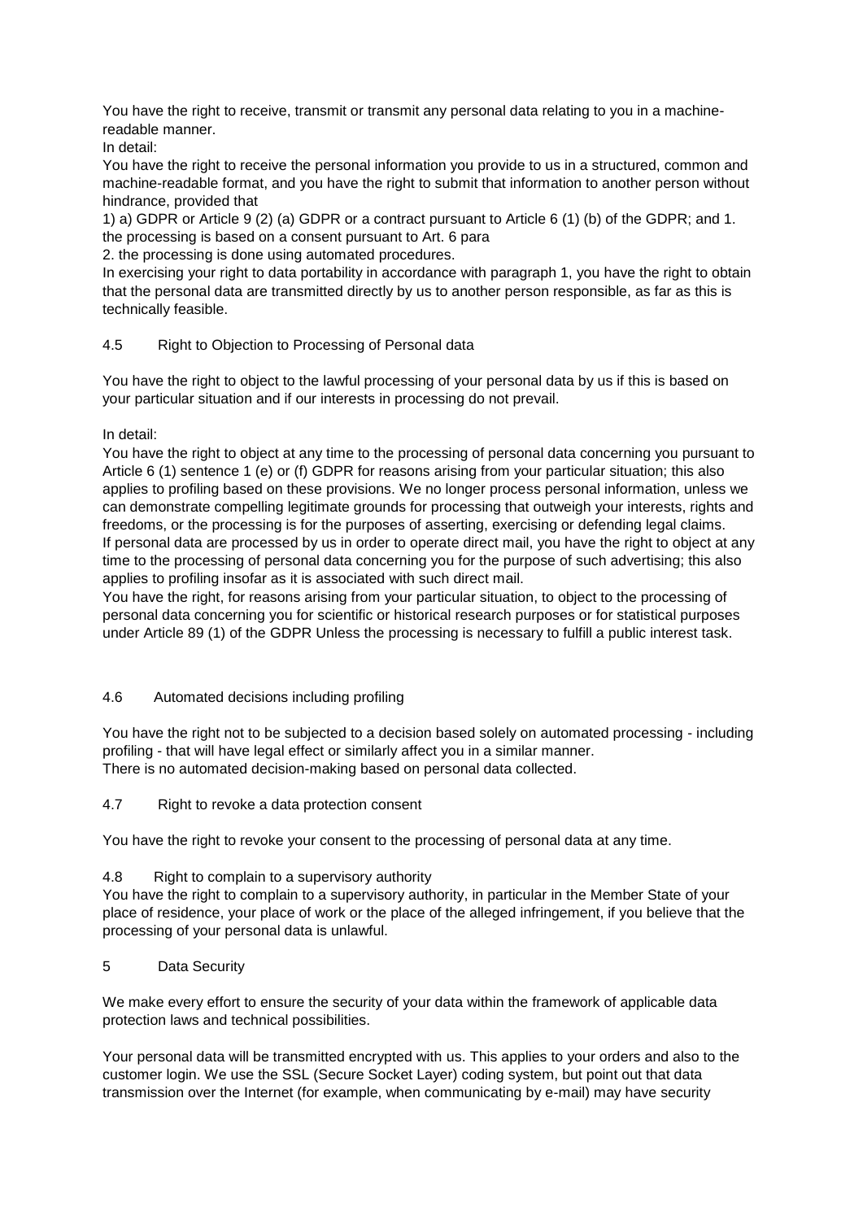You have the right to receive, transmit or transmit any personal data relating to you in a machine-readable manner.

In detail:

You have the right to receive the personal information you provide to us in a structured, common and machine-readable format, and you have the right to submit that information to another person without hindrance, provided that

1) a) GDPR or Article 9 (2) (a) GDPR or a contract pursuant to Article 6 (1) (b) of the GDPR; and 1. the processing is based on a consent pursuant to Art. 6 para

2. the processing is done using automated procedures.

In exercising your right to data portability in accordance with paragraph 1, you have the right to obtain that the personal data are transmitted directly by us to another person responsible, as far as this is technically feasible.

### 4.5 Right to Objection to Processing of Personal data

You have the right to object to the lawful processing of your personal data by us if this is based on your particular situation and if our interests in processing do not prevail.

In detail:

You have the right to object at any time to the processing of personal data concerning you pursuant to Article 6 (1) sentence 1 (e) or (f) GDPR for reasons arising from your particular situation; this also applies to profiling based on these provisions. We no longer process personal information, unless we can demonstrate compelling legitimate grounds for processing that outweigh your interests, rights and freedoms, or the processing is for the purposes of asserting, exercising or defending legal claims. If personal data are processed by us in order to operate direct mail, you have the right to object at any time to the processing of personal data concerning you for the purpose of such advertising; this also applies to profiling insofar as it is associated with such direct mail.

You have the right, for reasons arising from your particular situation, to object to the processing of personal data concerning you for scientific or historical research purposes or for statistical purposes under Article 89 (1) of the GDPR Unless the processing is necessary to fulfill a public interest task.

### 4.6 Automated decisions including profiling

You have the right not to be subjected to a decision based solely on automated processing - including profiling - that will have legal effect or similarly affect you in a similar manner.

There is no automated decision-making based on personal data collected.

### 4.7 Right to revoke a data protection consent

You have the right to revoke your consent to the processing of personal data at any time.

### 4.8 Right to complain to a supervisory authority

You have the right to complain to a supervisory authority, in particular in the Member State of your place of residence, your place of work or the place of the alleged infringement, if you believe that the processing of your personal data is unlawful.

## 5 Data Security

We make every effort to ensure the security of your data within the framework of applicable data protection laws and technical possibilities.

Your personal data will be transmitted encrypted with us. This applies to your orders and also to the customer login. We use the SSL (Secure Socket Layer) coding system, but point out that data transmission over the Internet (for example, when communicating by e-mail) may have security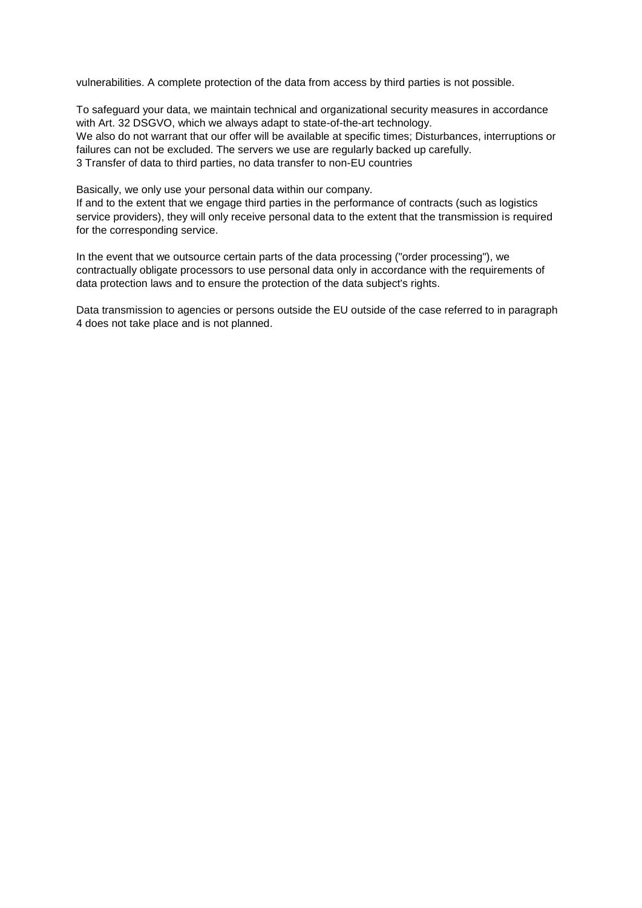vulnerabilities. A complete protection of the data from access by third parties is not possible.

To safeguard your data, we maintain technical and organizational security measures in accordance with Art. 32 DSGVO, which we always adapt to state-of-the-art technology.
We also do not warrant that our offer will be available at specific times; Disturbances, interruptions or failures can not be excluded. The servers we use are regularly backed up carefully.

## 3 Transfer of data to third parties, no data transfer to non-EU countries

Basically, we only use your personal data within our company.
If and to the extent that we engage third parties in the performance of contracts (such as logistics service providers), they will only receive personal data to the extent that the transmission is required for the corresponding service.

In the event that we outsource certain parts of the data processing ("order processing"), we contractually obligate processors to use personal data only in accordance with the requirements of data protection laws and to ensure the protection of the data subject's rights.

Data transmission to agencies or persons outside the EU outside of the case referred to in paragraph 4 does not take place and is not planned.